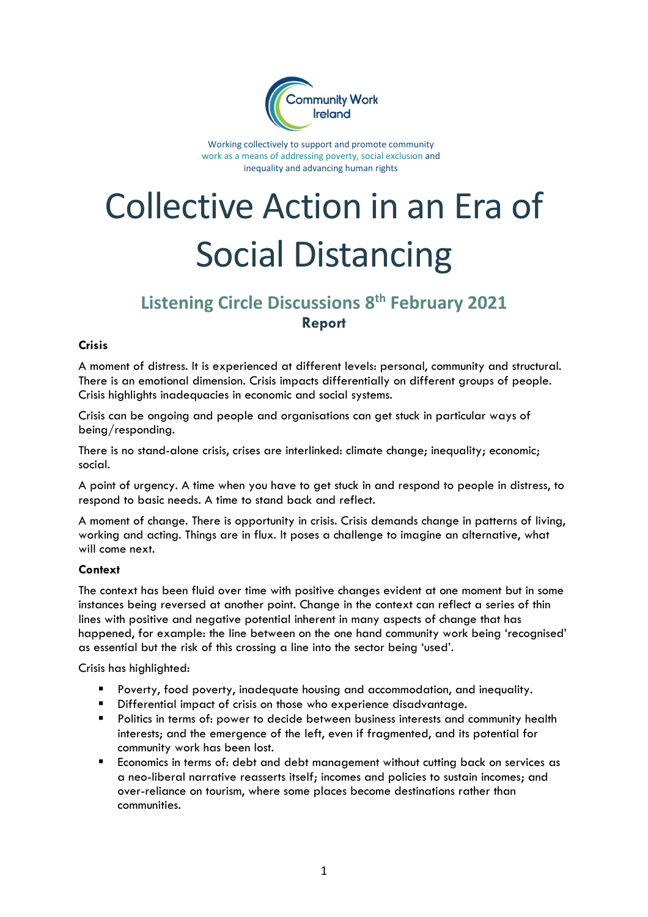Community Work Ireland

Working collectively to support and promote community work as a means of addressing poverty, social exclusion and inequality and advancing human rights

# Collective Action in an Era of Social Distancing

## Listening Circle Discussions 8th February 2021

**Report**

### Crisis

A moment of distress. It is experienced at different levels: personal, community and structural. There is an emotional dimension. Crisis impacts differentially on different groups of people. Crisis highlights inadequacies in economic and social systems.

Crisis can be ongoing and people and organisations can get stuck in particular ways of being/responding.

There is no stand-alone crisis, crises are interlinked: climate change; inequality; economic; social.

A point of urgency. A time when you have to get stuck in and respond to people in distress, to respond to basic needs. A time to stand back and reflect.

A moment of change. There is opportunity in crisis. Crisis demands change in patterns of living, working and acting. Things are in flux. It poses a challenge to imagine an alternative, what will come next.

### Context

The context has been fluid over time with positive changes evident at one moment but in some instances being reversed at another point. Change in the context can reflect a series of thin lines with positive and negative potential inherent in many aspects of change that has happened, for example: the line between on the one hand community work being 'recognised' as essential but the risk of this crossing a line into the sector being 'used'.

Crisis has highlighted:

- Poverty, food poverty, inadequate housing and accommodation, and inequality.
- Differential impact of crisis on those who experience disadvantage.
- Politics in terms of: power to decide between business interests and community health interests; and the emergence of the left, even if fragmented, and its potential for community work has been lost.
- Economics in terms of: debt and debt management without cutting back on services as a neo-liberal narrative reasserts itself; incomes and policies to sustain incomes; and over-reliance on tourism, where some places become destinations rather than communities.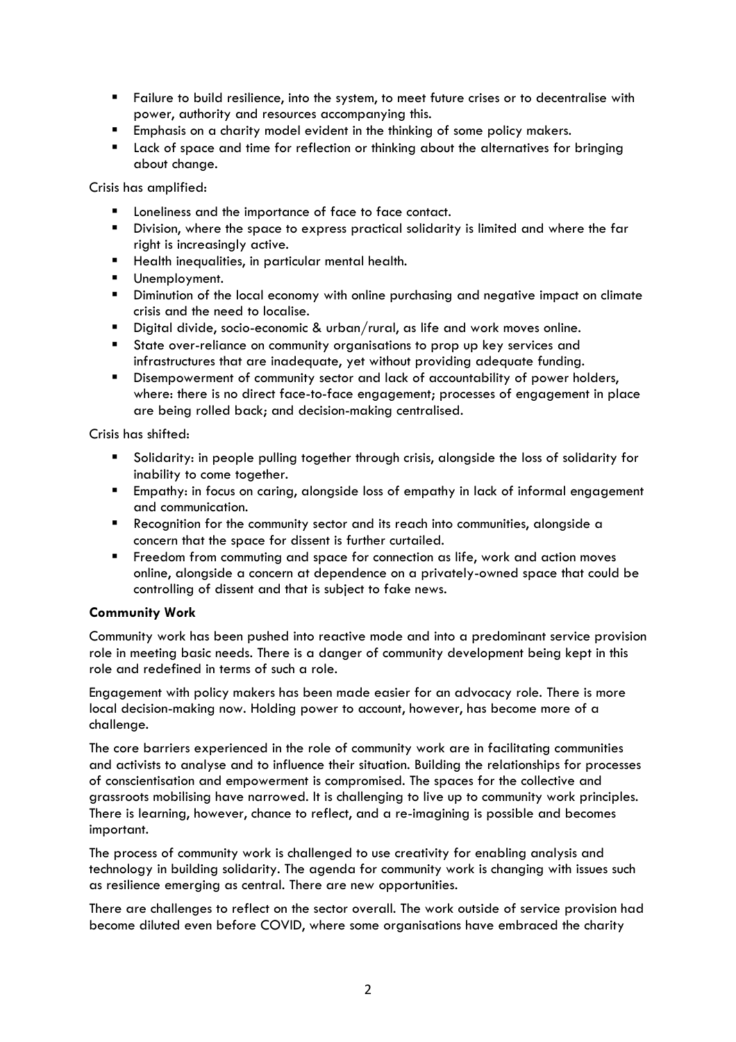- Failure to build resilience, into the system, to meet future crises or to decentralise with power, authority and resources accompanying this.
- Emphasis on a charity model evident in the thinking of some policy makers.
- Lack of space and time for reflection or thinking about the alternatives for bringing about change.

Crisis has amplified:

- Loneliness and the importance of face to face contact.
- Division, where the space to express practical solidarity is limited and where the far right is increasingly active.
- Health inequalities, in particular mental health.
- Unemployment.
- Diminution of the local economy with online purchasing and negative impact on climate crisis and the need to localise.
- Digital divide, socio-economic & urban/rural, as life and work moves online.
- State over-reliance on community organisations to prop up key services and infrastructures that are inadequate, yet without providing adequate funding.
- Disempowerment of community sector and lack of accountability of power holders, where: there is no direct face-to-face engagement; processes of engagement in place are being rolled back; and decision-making centralised.

Crisis has shifted:

- Solidarity: in people pulling together through crisis, alongside the loss of solidarity for inability to come together.
- Empathy: in focus on caring, alongside loss of empathy in lack of informal engagement and communication.
- Recognition for the community sector and its reach into communities, alongside a concern that the space for dissent is further curtailed.
- Freedom from commuting and space for connection as life, work and action moves online, alongside a concern at dependence on a privately-owned space that could be controlling of dissent and that is subject to fake news.

**Community Work**

Community work has been pushed into reactive mode and into a predominant service provision role in meeting basic needs. There is a danger of community development being kept in this role and redefined in terms of such a role.

Engagement with policy makers has been made easier for an advocacy role. There is more local decision-making now. Holding power to account, however, has become more of a challenge.

The core barriers experienced in the role of community work are in facilitating communities and activists to analyse and to influence their situation. Building the relationships for processes of conscientisation and empowerment is compromised. The spaces for the collective and grassroots mobilising have narrowed. It is challenging to live up to community work principles. There is learning, however, chance to reflect, and a re-imagining is possible and becomes important.

The process of community work is challenged to use creativity for enabling analysis and technology in building solidarity. The agenda for community work is changing with issues such as resilience emerging as central. There are new opportunities.

There are challenges to reflect on the sector overall. The work outside of service provision had become diluted even before COVID, where some organisations have embraced the charity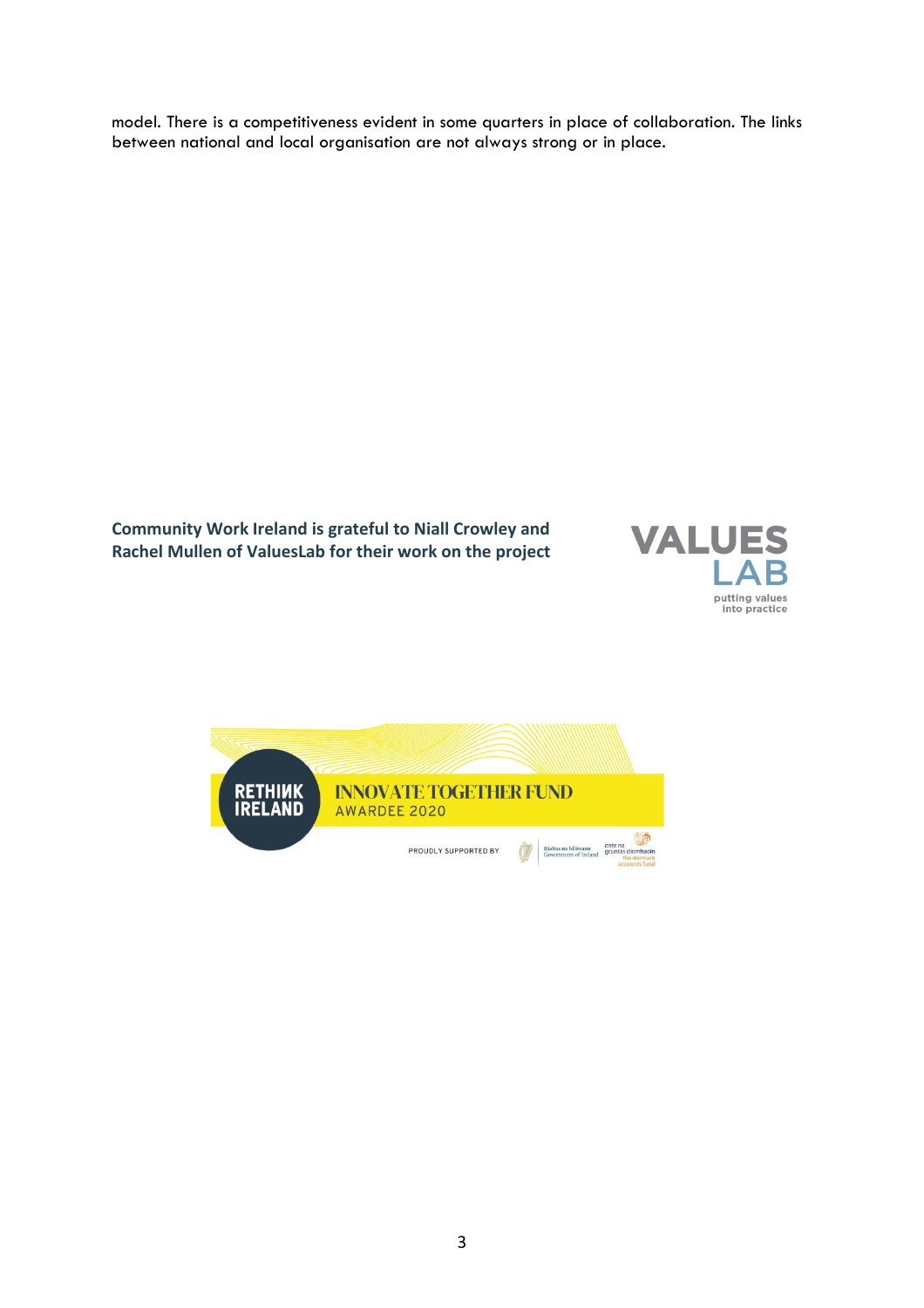model. There is a competitiveness evident in some quarters in place of collaboration. The links between national and local organisation are not always strong or in place.

**Community Work Ireland is grateful to Niall Crowley and Rachel Mullen of ValuesLab for their work on the project**

VALUES LAB
putting values into practice

RETHINK IRELAND
INNOVATE TOGETHER FUND
AWARDEE 2020

PROUDLY SUPPORTED BY
Rialtas na hÉireann Government of Ireland
ciste na gcuntas díomhaoin the dormant accounts fund